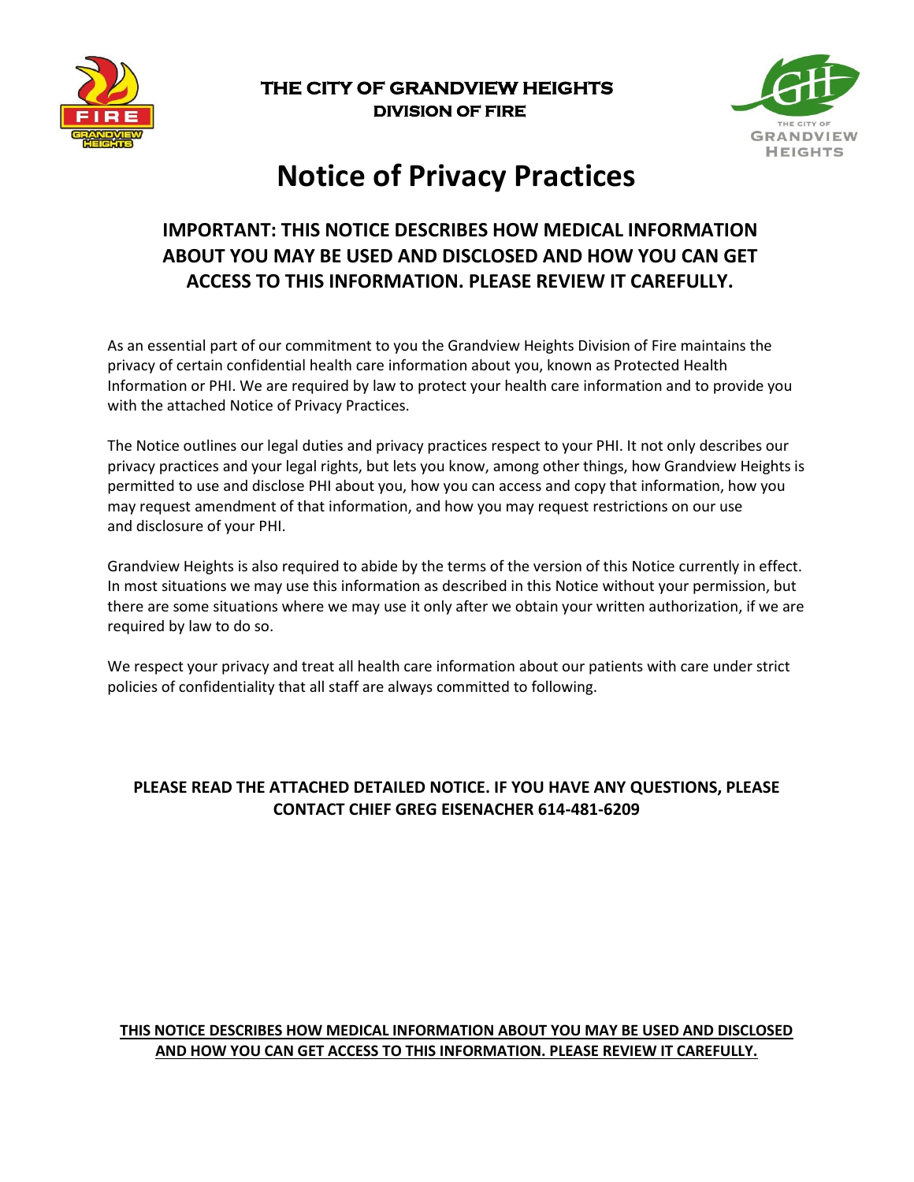**THE CITY OF GRANDVIEW HEIGHTS**
**DIVISION OF FIRE**

# Notice of Privacy Practices

## IMPORTANT: THIS NOTICE DESCRIBES HOW MEDICAL INFORMATION ABOUT YOU MAY BE USED AND DISCLOSED AND HOW YOU CAN GET ACCESS TO THIS INFORMATION. PLEASE REVIEW IT CAREFULLY.

As an essential part of our commitment to you the Grandview Heights Division of Fire maintains the privacy of certain confidential health care information about you, known as Protected Health Information or PHI. We are required by law to protect your health care information and to provide you with the attached Notice of Privacy Practices.

The Notice outlines our legal duties and privacy practices respect to your PHI. It not only describes our privacy practices and your legal rights, but lets you know, among other things, how Grandview Heights is permitted to use and disclose PHI about you, how you can access and copy that information, how you may request amendment of that information, and how you may request restrictions on our use and disclosure of your PHI.

Grandview Heights is also required to abide by the terms of the version of this Notice currently in effect. In most situations we may use this information as described in this Notice without your permission, but there are some situations where we may use it only after we obtain your written authorization, if we are required by law to do so.

We respect your privacy and treat all health care information about our patients with care under strict policies of confidentiality that all staff are always committed to following.

**PLEASE READ THE ATTACHED DETAILED NOTICE. IF YOU HAVE ANY QUESTIONS, PLEASE CONTACT CHIEF GREG EISENACHER 614-481-6209**

**THIS NOTICE DESCRIBES HOW MEDICAL INFORMATION ABOUT YOU MAY BE USED AND DISCLOSED AND HOW YOU CAN GET ACCESS TO THIS INFORMATION. PLEASE REVIEW IT CAREFULLY.**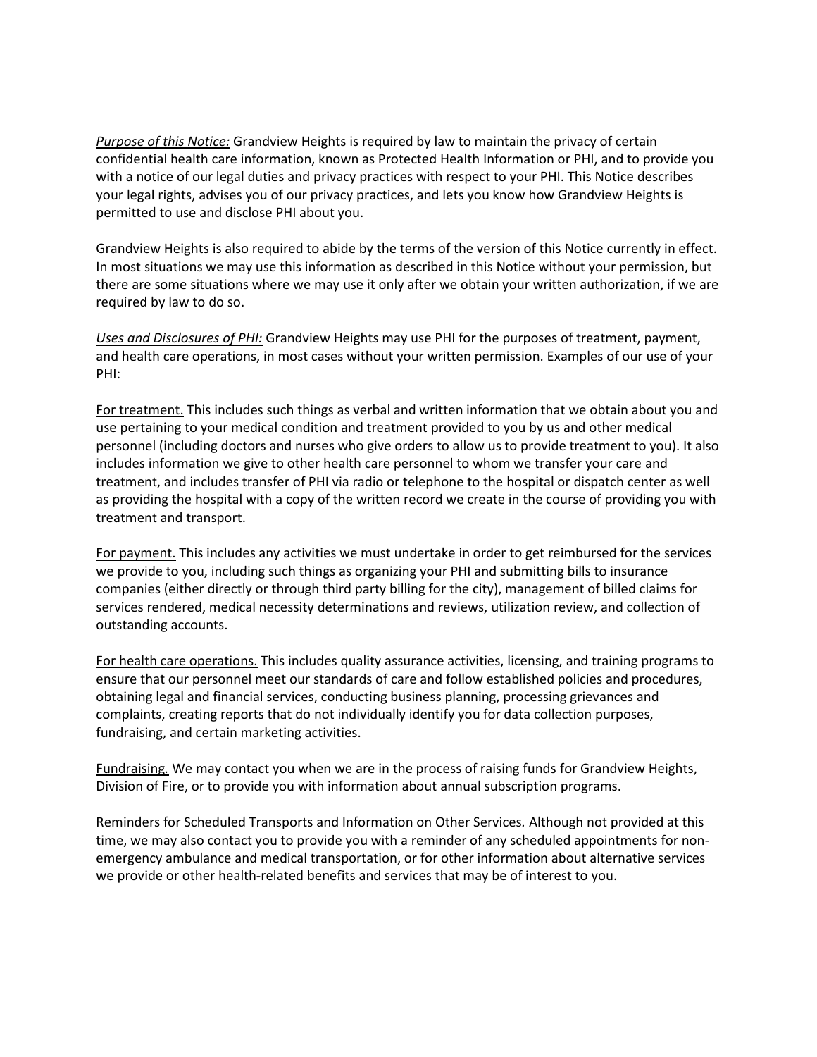*Purpose of this Notice:* Grandview Heights is required by law to maintain the privacy of certain confidential health care information, known as Protected Health Information or PHI, and to provide you with a notice of our legal duties and privacy practices with respect to your PHI. This Notice describes your legal rights, advises you of our privacy practices, and lets you know how Grandview Heights is permitted to use and disclose PHI about you.

Grandview Heights is also required to abide by the terms of the version of this Notice currently in effect. In most situations we may use this information as described in this Notice without your permission, but there are some situations where we may use it only after we obtain your written authorization, if we are required by law to do so.

*Uses and Disclosures of PHI:* Grandview Heights may use PHI for the purposes of treatment, payment, and health care operations, in most cases without your written permission. Examples of our use of your PHI:

For treatment. This includes such things as verbal and written information that we obtain about you and use pertaining to your medical condition and treatment provided to you by us and other medical personnel (including doctors and nurses who give orders to allow us to provide treatment to you). It also includes information we give to other health care personnel to whom we transfer your care and treatment, and includes transfer of PHI via radio or telephone to the hospital or dispatch center as well as providing the hospital with a copy of the written record we create in the course of providing you with treatment and transport.

For payment. This includes any activities we must undertake in order to get reimbursed for the services we provide to you, including such things as organizing your PHI and submitting bills to insurance companies (either directly or through third party billing for the city), management of billed claims for services rendered, medical necessity determinations and reviews, utilization review, and collection of outstanding accounts.

For health care operations. This includes quality assurance activities, licensing, and training programs to ensure that our personnel meet our standards of care and follow established policies and procedures, obtaining legal and financial services, conducting business planning, processing grievances and complaints, creating reports that do not individually identify you for data collection purposes, fundraising, and certain marketing activities.

Fundraising. We may contact you when we are in the process of raising funds for Grandview Heights, Division of Fire, or to provide you with information about annual subscription programs.

Reminders for Scheduled Transports and Information on Other Services. Although not provided at this time, we may also contact you to provide you with a reminder of any scheduled appointments for non-emergency ambulance and medical transportation, or for other information about alternative services we provide or other health-related benefits and services that may be of interest to you.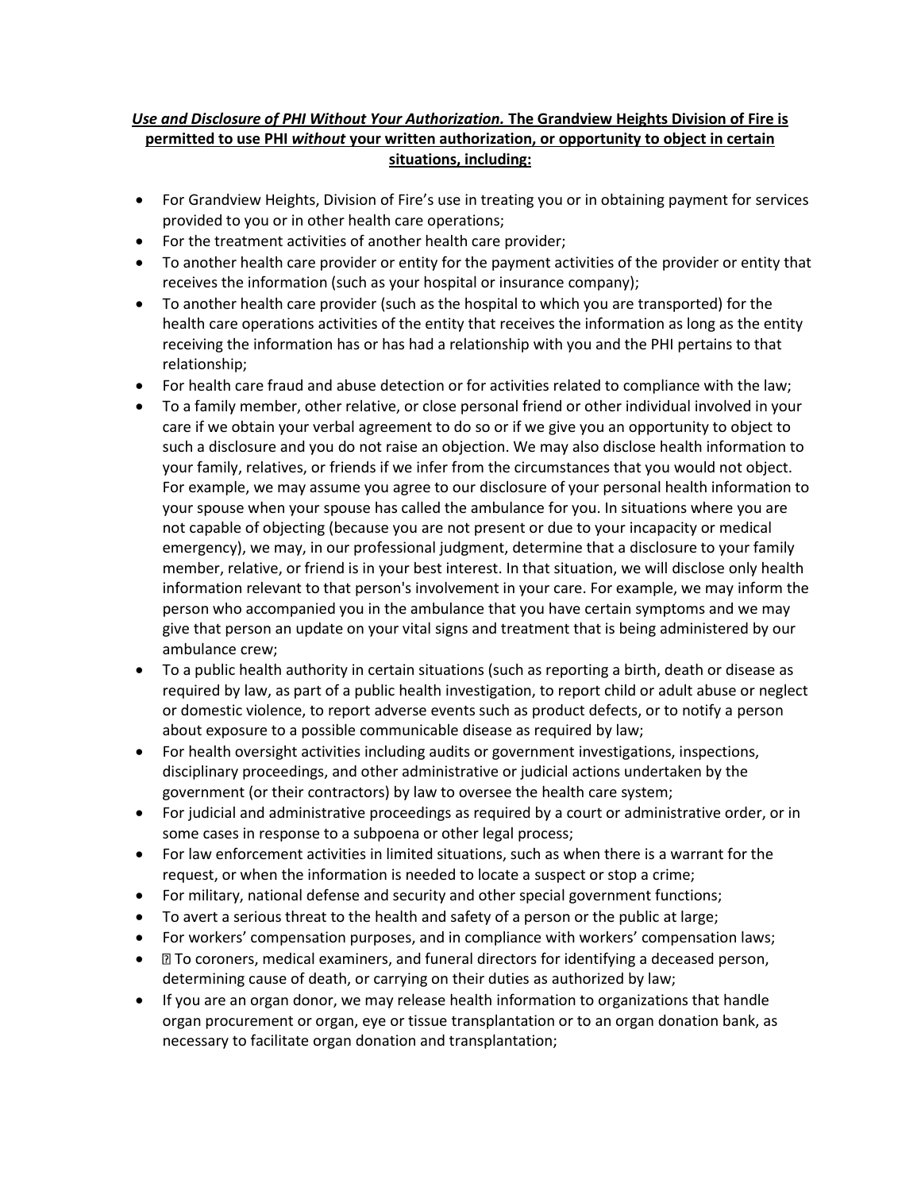***Use and Disclosure of PHI Without Your Authorization.*** **The Grandview Heights Division of Fire is permitted to use PHI *without* your written authorization, or opportunity to object in certain situations, including:**

- For Grandview Heights, Division of Fire's use in treating you or in obtaining payment for services provided to you or in other health care operations;
- For the treatment activities of another health care provider;
- To another health care provider or entity for the payment activities of the provider or entity that receives the information (such as your hospital or insurance company);
- To another health care provider (such as the hospital to which you are transported) for the health care operations activities of the entity that receives the information as long as the entity receiving the information has or has had a relationship with you and the PHI pertains to that relationship;
- For health care fraud and abuse detection or for activities related to compliance with the law;
- To a family member, other relative, or close personal friend or other individual involved in your care if we obtain your verbal agreement to do so or if we give you an opportunity to object to such a disclosure and you do not raise an objection. We may also disclose health information to your family, relatives, or friends if we infer from the circumstances that you would not object. For example, we may assume you agree to our disclosure of your personal health information to your spouse when your spouse has called the ambulance for you. In situations where you are not capable of objecting (because you are not present or due to your incapacity or medical emergency), we may, in our professional judgment, determine that a disclosure to your family member, relative, or friend is in your best interest. In that situation, we will disclose only health information relevant to that person's involvement in your care. For example, we may inform the person who accompanied you in the ambulance that you have certain symptoms and we may give that person an update on your vital signs and treatment that is being administered by our ambulance crew;
- To a public health authority in certain situations (such as reporting a birth, death or disease as required by law, as part of a public health investigation, to report child or adult abuse or neglect or domestic violence, to report adverse events such as product defects, or to notify a person about exposure to a possible communicable disease as required by law;
- For health oversight activities including audits or government investigations, inspections, disciplinary proceedings, and other administrative or judicial actions undertaken by the government (or their contractors) by law to oversee the health care system;
- For judicial and administrative proceedings as required by a court or administrative order, or in some cases in response to a subpoena or other legal process;
- For law enforcement activities in limited situations, such as when there is a warrant for the request, or when the information is needed to locate a suspect or stop a crime;
- For military, national defense and security and other special government functions;
- To avert a serious threat to the health and safety of a person or the public at large;
- For workers' compensation purposes, and in compliance with workers' compensation laws;
- To coroners, medical examiners, and funeral directors for identifying a deceased person, determining cause of death, or carrying on their duties as authorized by law;
- If you are an organ donor, we may release health information to organizations that handle organ procurement or organ, eye or tissue transplantation or to an organ donation bank, as necessary to facilitate organ donation and transplantation;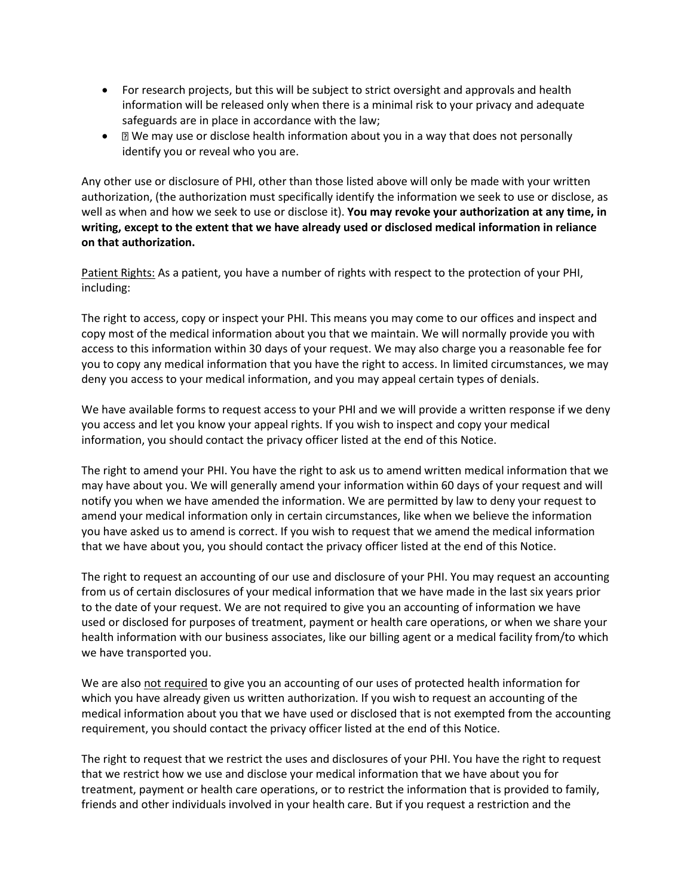- For research projects, but this will be subject to strict oversight and approvals and health information will be released only when there is a minimal risk to your privacy and adequate safeguards are in place in accordance with the law;
- We may use or disclose health information about you in a way that does not personally identify you or reveal who you are.

Any other use or disclosure of PHI, other than those listed above will only be made with your written authorization, (the authorization must specifically identify the information we seek to use or disclose, as well as when and how we seek to use or disclose it). **You may revoke your authorization at any time, in writing, except to the extent that we have already used or disclosed medical information in reliance on that authorization.**

<u>Patient Rights:</u> As a patient, you have a number of rights with respect to the protection of your PHI, including:

The right to access, copy or inspect your PHI. This means you may come to our offices and inspect and copy most of the medical information about you that we maintain. We will normally provide you with access to this information within 30 days of your request. We may also charge you a reasonable fee for you to copy any medical information that you have the right to access. In limited circumstances, we may deny you access to your medical information, and you may appeal certain types of denials.

We have available forms to request access to your PHI and we will provide a written response if we deny you access and let you know your appeal rights. If you wish to inspect and copy your medical information, you should contact the privacy officer listed at the end of this Notice.

The right to amend your PHI. You have the right to ask us to amend written medical information that we may have about you. We will generally amend your information within 60 days of your request and will notify you when we have amended the information. We are permitted by law to deny your request to amend your medical information only in certain circumstances, like when we believe the information you have asked us to amend is correct. If you wish to request that we amend the medical information that we have about you, you should contact the privacy officer listed at the end of this Notice.

The right to request an accounting of our use and disclosure of your PHI. You may request an accounting from us of certain disclosures of your medical information that we have made in the last six years prior to the date of your request. We are not required to give you an accounting of information we have used or disclosed for purposes of treatment, payment or health care operations, or when we share your health information with our business associates, like our billing agent or a medical facility from/to which we have transported you.

We are also <u>not required</u> to give you an accounting of our uses of protected health information for which you have already given us written authorization. If you wish to request an accounting of the medical information about you that we have used or disclosed that is not exempted from the accounting requirement, you should contact the privacy officer listed at the end of this Notice.

The right to request that we restrict the uses and disclosures of your PHI. You have the right to request that we restrict how we use and disclose your medical information that we have about you for treatment, payment or health care operations, or to restrict the information that is provided to family, friends and other individuals involved in your health care. But if you request a restriction and the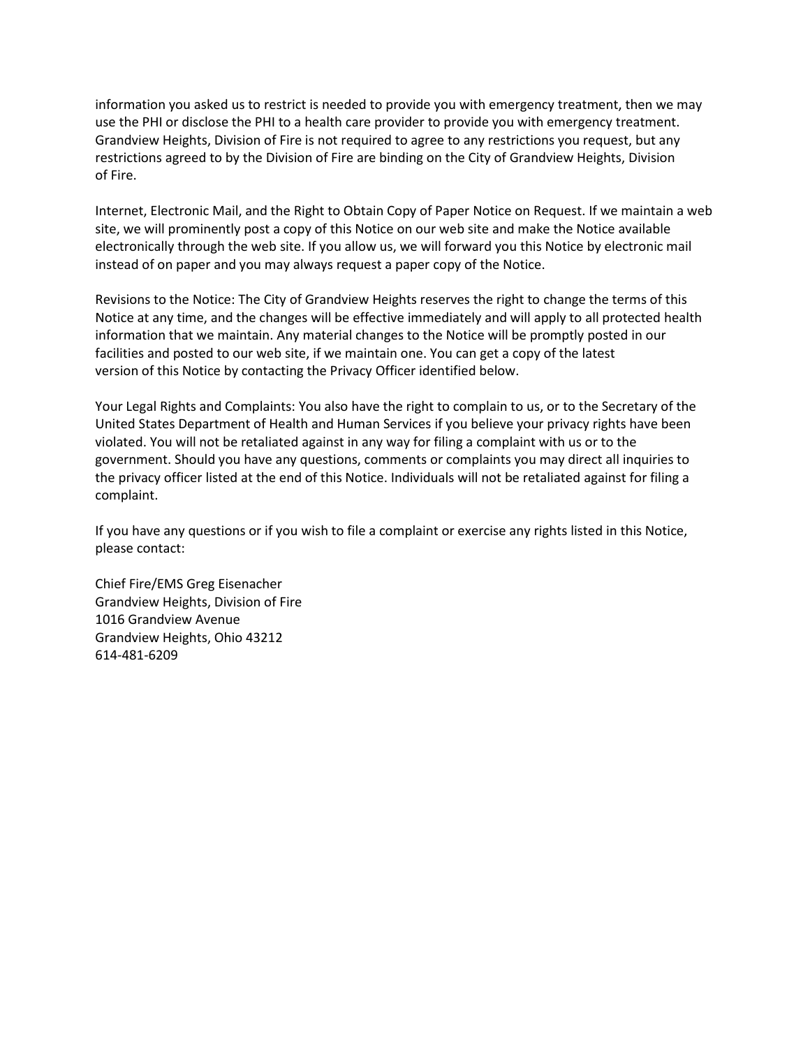information you asked us to restrict is needed to provide you with emergency treatment, then we may use the PHI or disclose the PHI to a health care provider to provide you with emergency treatment. Grandview Heights, Division of Fire is not required to agree to any restrictions you request, but any restrictions agreed to by the Division of Fire are binding on the City of Grandview Heights, Division of Fire.

Internet, Electronic Mail, and the Right to Obtain Copy of Paper Notice on Request. If we maintain a web site, we will prominently post a copy of this Notice on our web site and make the Notice available electronically through the web site. If you allow us, we will forward you this Notice by electronic mail instead of on paper and you may always request a paper copy of the Notice.

Revisions to the Notice: The City of Grandview Heights reserves the right to change the terms of this Notice at any time, and the changes will be effective immediately and will apply to all protected health information that we maintain. Any material changes to the Notice will be promptly posted in our facilities and posted to our web site, if we maintain one. You can get a copy of the latest version of this Notice by contacting the Privacy Officer identified below.

Your Legal Rights and Complaints: You also have the right to complain to us, or to the Secretary of the United States Department of Health and Human Services if you believe your privacy rights have been violated. You will not be retaliated against in any way for filing a complaint with us or to the government. Should you have any questions, comments or complaints you may direct all inquiries to the privacy officer listed at the end of this Notice. Individuals will not be retaliated against for filing a complaint.

If you have any questions or if you wish to file a complaint or exercise any rights listed in this Notice, please contact:

Chief Fire/EMS Greg Eisenacher
Grandview Heights, Division of Fire
1016 Grandview Avenue
Grandview Heights, Ohio 43212
614-481-6209